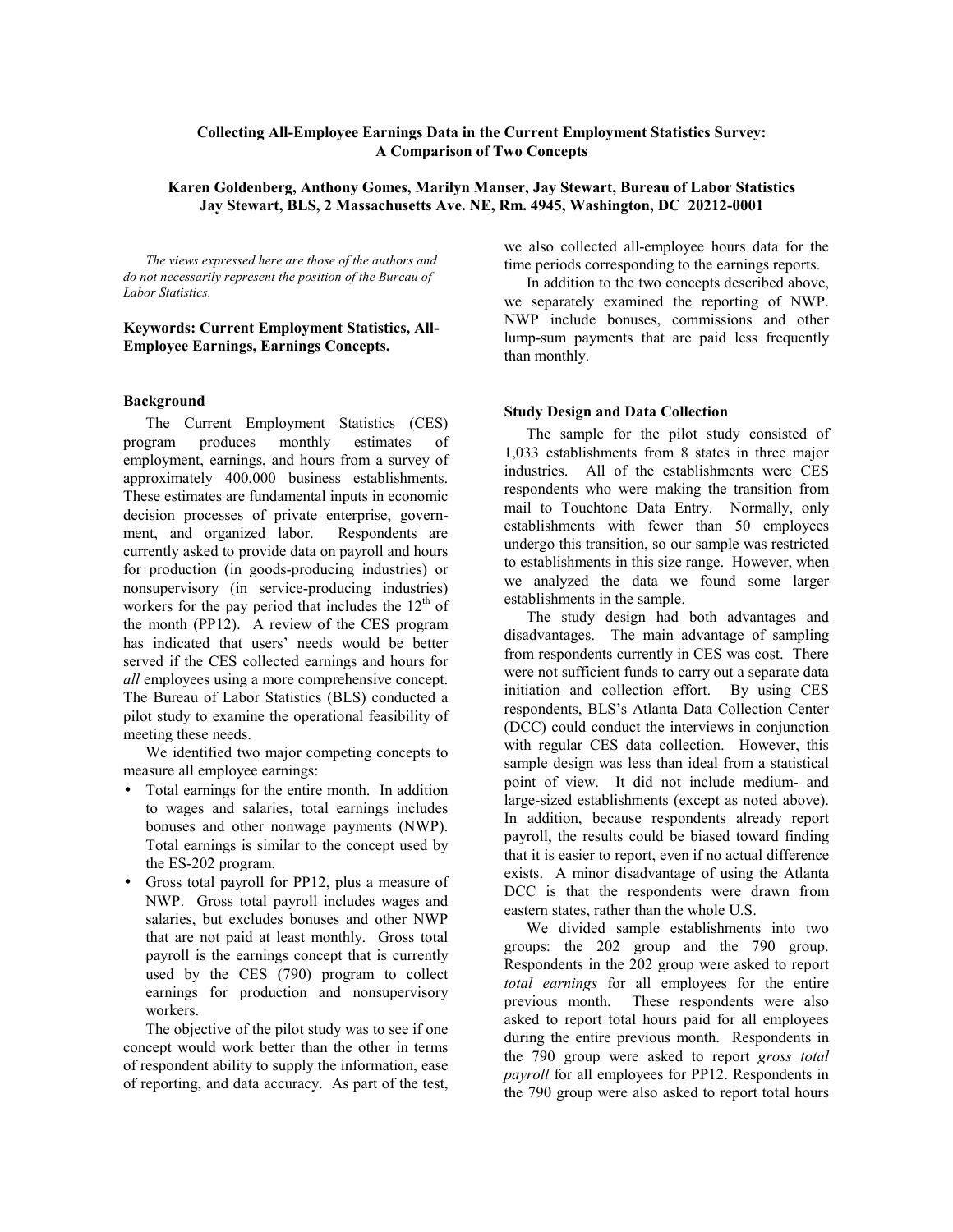# Collecting All-Employee Earnings Data in the Current Employment Statistics Survey: A Comparison of Two Concepts

**Karen Goldenberg, Anthony Gomes, Marilyn Manser, Jay Stewart, Bureau of Labor Statistics**
**Jay Stewart, BLS, 2 Massachusetts Ave. NE, Rm. 4945, Washington, DC 20212-0001**

*The views expressed here are those of the authors and do not necessarily represent the position of the Bureau of Labor Statistics.*

**Keywords: Current Employment Statistics, All-Employee Earnings, Earnings Concepts.**

## Background

The Current Employment Statistics (CES) program produces monthly estimates of employment, earnings, and hours from a survey of approximately 400,000 business establishments. These estimates are fundamental inputs in economic decision processes of private enterprise, government, and organized labor. Respondents are currently asked to provide data on payroll and hours for production (in goods-producing industries) or nonsupervisory (in service-producing industries) workers for the pay period that includes the 12th of the month (PP12). A review of the CES program has indicated that users' needs would be better served if the CES collected earnings and hours for *all* employees using a more comprehensive concept. The Bureau of Labor Statistics (BLS) conducted a pilot study to examine the operational feasibility of meeting these needs.

We identified two major competing concepts to measure all employee earnings:

- Total earnings for the entire month. In addition to wages and salaries, total earnings includes bonuses and other nonwage payments (NWP). Total earnings is similar to the concept used by the ES-202 program.
- Gross total payroll for PP12, plus a measure of NWP. Gross total payroll includes wages and salaries, but excludes bonuses and other NWP that are not paid at least monthly. Gross total payroll is the earnings concept that is currently used by the CES (790) program to collect earnings for production and nonsupervisory workers.

The objective of the pilot study was to see if one concept would work better than the other in terms of respondent ability to supply the information, ease of reporting, and data accuracy. As part of the test, we also collected all-employee hours data for the time periods corresponding to the earnings reports.

In addition to the two concepts described above, we separately examined the reporting of NWP. NWP include bonuses, commissions and other lump-sum payments that are paid less frequently than monthly.

## Study Design and Data Collection

The sample for the pilot study consisted of 1,033 establishments from 8 states in three major industries. All of the establishments were CES respondents who were making the transition from mail to Touchtone Data Entry. Normally, only establishments with fewer than 50 employees undergo this transition, so our sample was restricted to establishments in this size range. However, when we analyzed the data we found some larger establishments in the sample.

The study design had both advantages and disadvantages. The main advantage of sampling from respondents currently in CES was cost. There were not sufficient funds to carry out a separate data initiation and collection effort. By using CES respondents, BLS's Atlanta Data Collection Center (DCC) could conduct the interviews in conjunction with regular CES data collection. However, this sample design was less than ideal from a statistical point of view. It did not include medium- and large-sized establishments (except as noted above). In addition, because respondents already report payroll, the results could be biased toward finding that it is easier to report, even if no actual difference exists. A minor disadvantage of using the Atlanta DCC is that the respondents were drawn from eastern states, rather than the whole U.S.

We divided sample establishments into two groups: the 202 group and the 790 group. Respondents in the 202 group were asked to report *total earnings* for all employees for the entire previous month. These respondents were also asked to report total hours paid for all employees during the entire previous month. Respondents in the 790 group were asked to report *gross total payroll* for all employees for PP12. Respondents in the 790 group were also asked to report total hours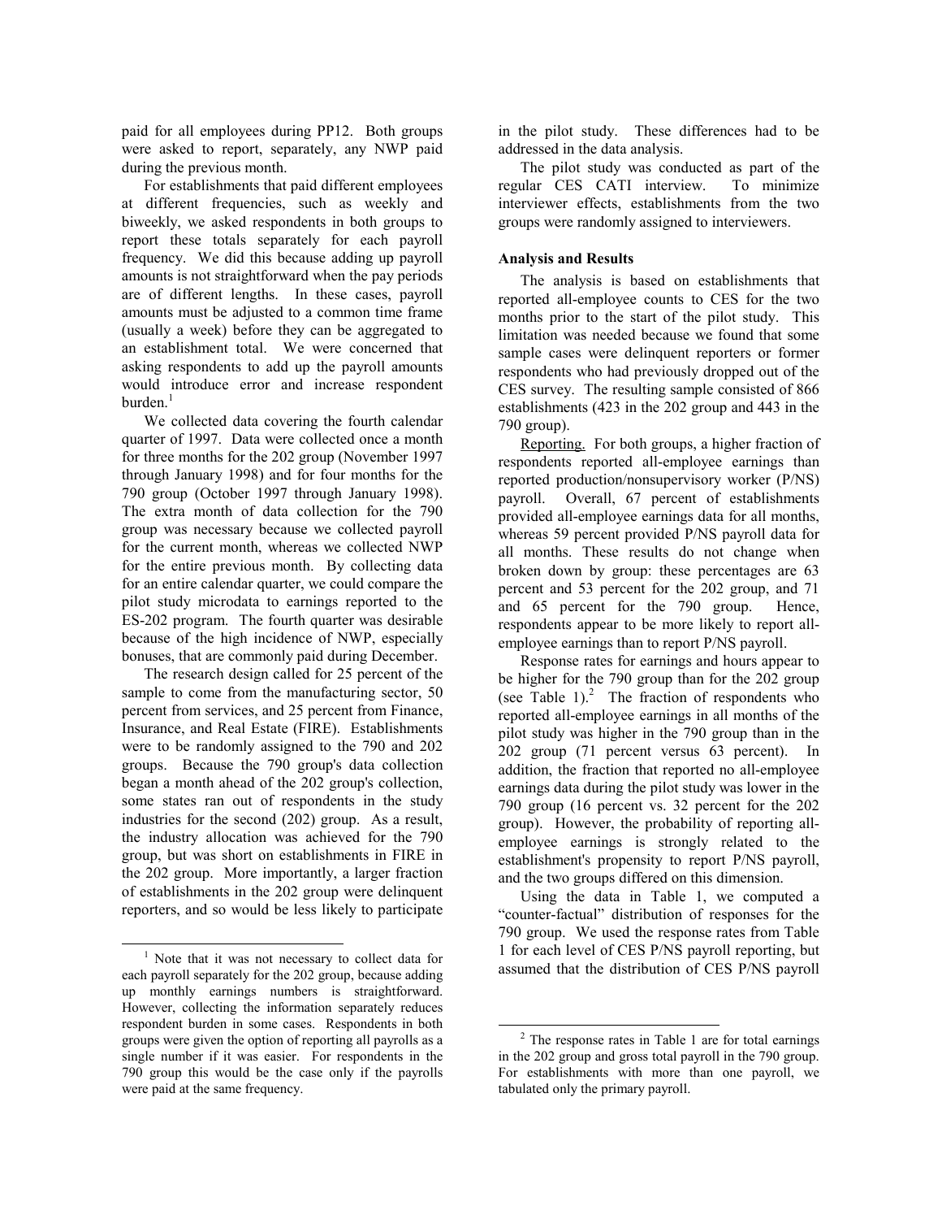paid for all employees during PP12. Both groups were asked to report, separately, any NWP paid during the previous month.

For establishments that paid different employees at different frequencies, such as weekly and biweekly, we asked respondents in both groups to report these totals separately for each payroll frequency. We did this because adding up payroll amounts is not straightforward when the pay periods are of different lengths. In these cases, payroll amounts must be adjusted to a common time frame (usually a week) before they can be aggregated to an establishment total. We were concerned that asking respondents to add up the payroll amounts would introduce error and increase respondent burden.[1]

We collected data covering the fourth calendar quarter of 1997. Data were collected once a month for three months for the 202 group (November 1997 through January 1998) and for four months for the 790 group (October 1997 through January 1998). The extra month of data collection for the 790 group was necessary because we collected payroll for the current month, whereas we collected NWP for the entire previous month. By collecting data for an entire calendar quarter, we could compare the pilot study microdata to earnings reported to the ES-202 program. The fourth quarter was desirable because of the high incidence of NWP, especially bonuses, that are commonly paid during December.

The research design called for 25 percent of the sample to come from the manufacturing sector, 50 percent from services, and 25 percent from Finance, Insurance, and Real Estate (FIRE). Establishments were to be randomly assigned to the 790 and 202 groups. Because the 790 group's data collection began a month ahead of the 202 group's collection, some states ran out of respondents in the study industries for the second (202) group. As a result, the industry allocation was achieved for the 790 group, but was short on establishments in FIRE in the 202 group. More importantly, a larger fraction of establishments in the 202 group were delinquent reporters, and so would be less likely to participate in the pilot study. These differences had to be addressed in the data analysis.

The pilot study was conducted as part of the regular CES CATI interview. To minimize interviewer effects, establishments from the two groups were randomly assigned to interviewers.

**Analysis and Results**

The analysis is based on establishments that reported all-employee counts to CES for the two months prior to the start of the pilot study. This limitation was needed because we found that some sample cases were delinquent reporters or former respondents who had previously dropped out of the CES survey. The resulting sample consisted of 866 establishments (423 in the 202 group and 443 in the 790 group).

Reporting. For both groups, a higher fraction of respondents reported all-employee earnings than reported production/nonsupervisory worker (P/NS) payroll. Overall, 67 percent of establishments provided all-employee earnings data for all months, whereas 59 percent provided P/NS payroll data for all months. These results do not change when broken down by group: these percentages are 63 percent and 53 percent for the 202 group, and 71 and 65 percent for the 790 group. Hence, respondents appear to be more likely to report all-employee earnings than to report P/NS payroll.

Response rates for earnings and hours appear to be higher for the 790 group than for the 202 group (see Table 1).[2] The fraction of respondents who reported all-employee earnings in all months of the pilot study was higher in the 790 group than in the 202 group (71 percent versus 63 percent). In addition, the fraction that reported no all-employee earnings data during the pilot study was lower in the 790 group (16 percent vs. 32 percent for the 202 group). However, the probability of reporting all-employee earnings is strongly related to the establishment's propensity to report P/NS payroll, and the two groups differed on this dimension.

Using the data in Table 1, we computed a "counter-factual" distribution of responses for the 790 group. We used the response rates from Table 1 for each level of CES P/NS payroll reporting, but assumed that the distribution of CES P/NS payroll

---

[1] Note that it was not necessary to collect data for each payroll separately for the 202 group, because adding up monthly earnings numbers is straightforward. However, collecting the information separately reduces respondent burden in some cases. Respondents in both groups were given the option of reporting all payrolls as a single number if it was easier. For respondents in the 790 group this would be the case only if the payrolls were paid at the same frequency.

[2] The response rates in Table 1 are for total earnings in the 202 group and gross total payroll in the 790 group. For establishments with more than one payroll, we tabulated only the primary payroll.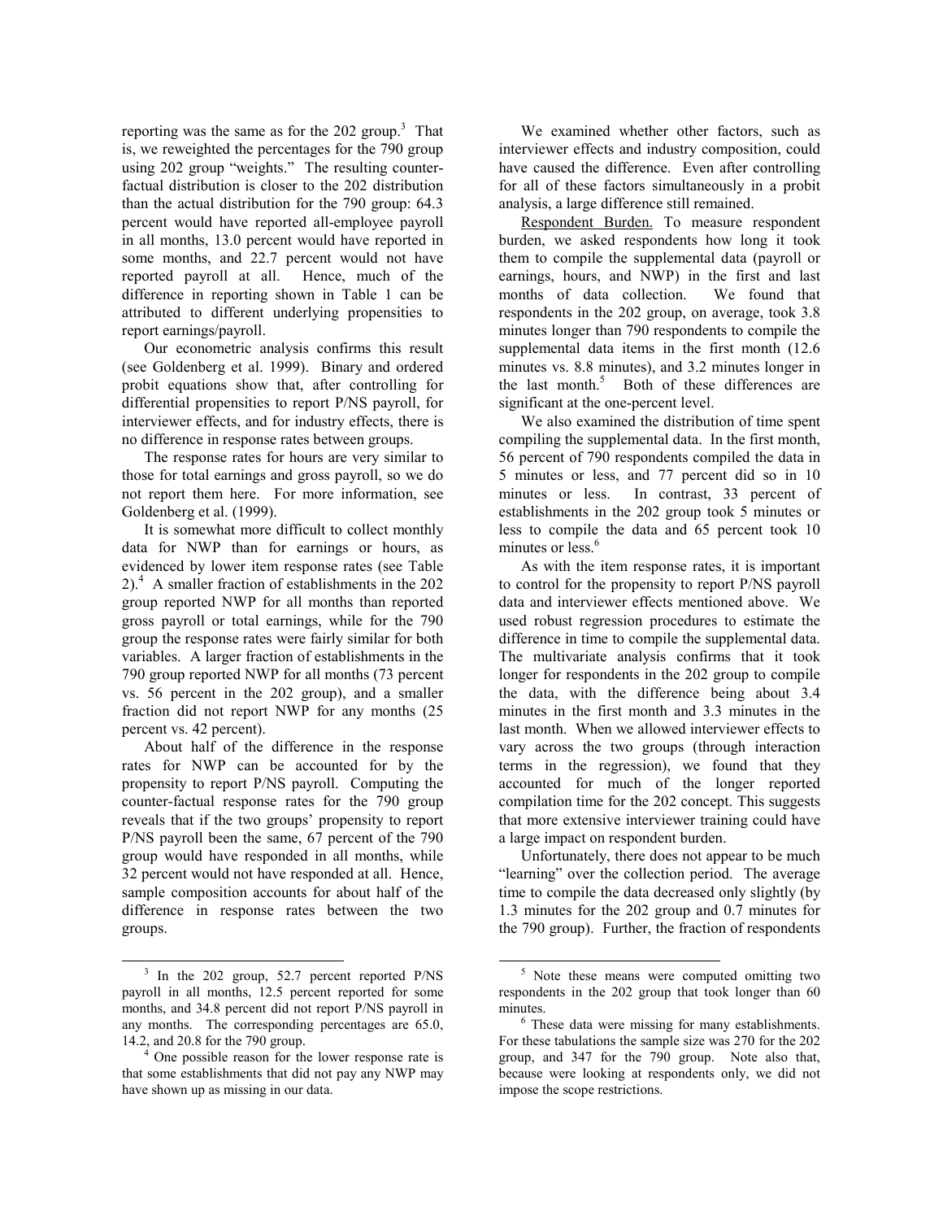reporting was the same as for the 202 group.[3] That is, we reweighted the percentages for the 790 group using 202 group "weights." The resulting counter-factual distribution is closer to the 202 distribution than the actual distribution for the 790 group: 64.3 percent would have reported all-employee payroll in all months, 13.0 percent would have reported in some months, and 22.7 percent would not have reported payroll at all. Hence, much of the difference in reporting shown in Table 1 can be attributed to different underlying propensities to report earnings/payroll.

Our econometric analysis confirms this result (see Goldenberg et al. 1999). Binary and ordered probit equations show that, after controlling for differential propensities to report P/NS payroll, for interviewer effects, and for industry effects, there is no difference in response rates between groups.

The response rates for hours are very similar to those for total earnings and gross payroll, so we do not report them here. For more information, see Goldenberg et al. (1999).

It is somewhat more difficult to collect monthly data for NWP than for earnings or hours, as evidenced by lower item response rates (see Table 2).[4] A smaller fraction of establishments in the 202 group reported NWP for all months than reported gross payroll or total earnings, while for the 790 group the response rates were fairly similar for both variables. A larger fraction of establishments in the 790 group reported NWP for all months (73 percent vs. 56 percent in the 202 group), and a smaller fraction did not report NWP for any months (25 percent vs. 42 percent).

About half of the difference in the response rates for NWP can be accounted for by the propensity to report P/NS payroll. Computing the counter-factual response rates for the 790 group reveals that if the two groups' propensity to report P/NS payroll been the same, 67 percent of the 790 group would have responded in all months, while 32 percent would not have responded at all. Hence, sample composition accounts for about half of the difference in response rates between the two groups.

We examined whether other factors, such as interviewer effects and industry composition, could have caused the difference. Even after controlling for all of these factors simultaneously in a probit analysis, a large difference still remained.

Respondent Burden. To measure respondent burden, we asked respondents how long it took them to compile the supplemental data (payroll or earnings, hours, and NWP) in the first and last months of data collection. We found that respondents in the 202 group, on average, took 3.8 minutes longer than 790 respondents to compile the supplemental data items in the first month (12.6 minutes vs. 8.8 minutes), and 3.2 minutes longer in the last month.[5] Both of these differences are significant at the one-percent level.

We also examined the distribution of time spent compiling the supplemental data. In the first month, 56 percent of 790 respondents compiled the data in 5 minutes or less, and 77 percent did so in 10 minutes or less. In contrast, 33 percent of establishments in the 202 group took 5 minutes or less to compile the data and 65 percent took 10 minutes or less.[6]

As with the item response rates, it is important to control for the propensity to report P/NS payroll data and interviewer effects mentioned above. We used robust regression procedures to estimate the difference in time to compile the supplemental data. The multivariate analysis confirms that it took longer for respondents in the 202 group to compile the data, with the difference being about 3.4 minutes in the first month and 3.3 minutes in the last month. When we allowed interviewer effects to vary across the two groups (through interaction terms in the regression), we found that they accounted for much of the longer reported compilation time for the 202 concept. This suggests that more extensive interviewer training could have a large impact on respondent burden.

Unfortunately, there does not appear to be much "learning" over the collection period. The average time to compile the data decreased only slightly (by 1.3 minutes for the 202 group and 0.7 minutes for the 790 group). Further, the fraction of respondents

---

[3] In the 202 group, 52.7 percent reported P/NS payroll in all months, 12.5 percent reported for some months, and 34.8 percent did not report P/NS payroll in any months. The corresponding percentages are 65.0, 14.2, and 20.8 for the 790 group.

[4] One possible reason for the lower response rate is that some establishments that did not pay any NWP may have shown up as missing in our data.

[5] Note these means were computed omitting two respondents in the 202 group that took longer than 60 minutes.

[6] These data were missing for many establishments. For these tabulations the sample size was 270 for the 202 group, and 347 for the 790 group. Note also that, because were looking at respondents only, we did not impose the scope restrictions.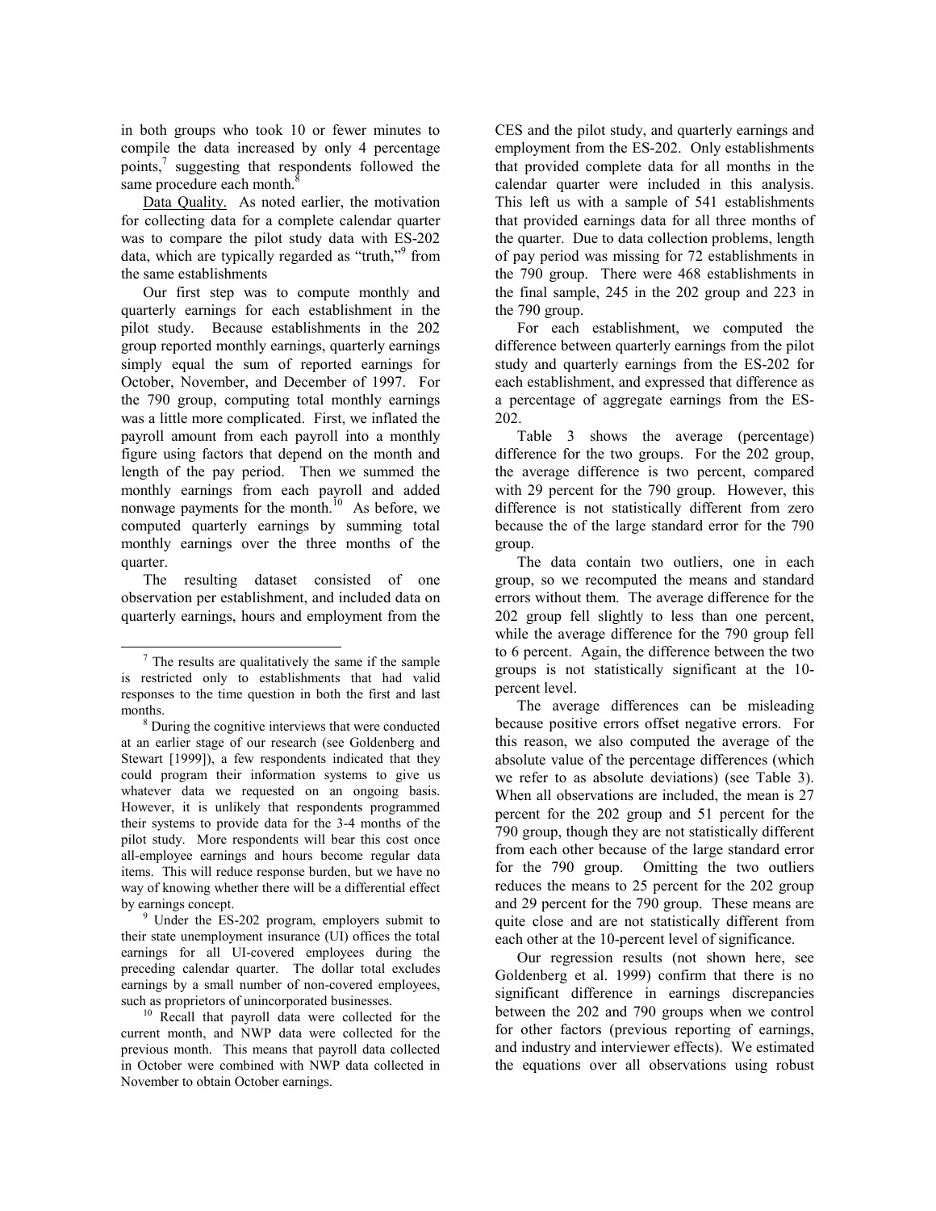in both groups who took 10 or fewer minutes to compile the data increased by only 4 percentage points,[7] suggesting that respondents followed the same procedure each month.[8]

Data Quality. As noted earlier, the motivation for collecting data for a complete calendar quarter was to compare the pilot study data with ES-202 data, which are typically regarded as "truth,"[9] from the same establishments

Our first step was to compute monthly and quarterly earnings for each establishment in the pilot study. Because establishments in the 202 group reported monthly earnings, quarterly earnings simply equal the sum of reported earnings for October, November, and December of 1997. For the 790 group, computing total monthly earnings was a little more complicated. First, we inflated the payroll amount from each payroll into a monthly figure using factors that depend on the month and length of the pay period. Then we summed the monthly earnings from each payroll and added nonwage payments for the month.[10] As before, we computed quarterly earnings by summing total monthly earnings over the three months of the quarter.

The resulting dataset consisted of one observation per establishment, and included data on quarterly earnings, hours and employment from the CES and the pilot study, and quarterly earnings and employment from the ES-202. Only establishments that provided complete data for all months in the calendar quarter were included in this analysis. This left us with a sample of 541 establishments that provided earnings data for all three months of the quarter. Due to data collection problems, length of pay period was missing for 72 establishments in the 790 group. There were 468 establishments in the final sample, 245 in the 202 group and 223 in the 790 group.

For each establishment, we computed the difference between quarterly earnings from the pilot study and quarterly earnings from the ES-202 for each establishment, and expressed that difference as a percentage of aggregate earnings from the ES-202.

Table 3 shows the average (percentage) difference for the two groups. For the 202 group, the average difference is two percent, compared with 29 percent for the 790 group. However, this difference is not statistically different from zero because the of the large standard error for the 790 group.

The data contain two outliers, one in each group, so we recomputed the means and standard errors without them. The average difference for the 202 group fell slightly to less than one percent, while the average difference for the 790 group fell to 6 percent. Again, the difference between the two groups is not statistically significant at the 10-percent level.

The average differences can be misleading because positive errors offset negative errors. For this reason, we also computed the average of the absolute value of the percentage differences (which we refer to as absolute deviations) (see Table 3). When all observations are included, the mean is 27 percent for the 202 group and 51 percent for the 790 group, though they are not statistically different from each other because of the large standard error for the 790 group. Omitting the two outliers reduces the means to 25 percent for the 202 group and 29 percent for the 790 group. These means are quite close and are not statistically different from each other at the 10-percent level of significance.

Our regression results (not shown here, see Goldenberg et al. 1999) confirm that there is no significant difference in earnings discrepancies between the 202 and 790 groups when we control for other factors (previous reporting of earnings, and industry and interviewer effects). We estimated the equations over all observations using robust

---

[7] The results are qualitatively the same if the sample is restricted only to establishments that had valid responses to the time question in both the first and last months.

[8] During the cognitive interviews that were conducted at an earlier stage of our research (see Goldenberg and Stewart [1999]), a few respondents indicated that they could program their information systems to give us whatever data we requested on an ongoing basis. However, it is unlikely that respondents programmed their systems to provide data for the 3-4 months of the pilot study. More respondents will bear this cost once all-employee earnings and hours become regular data items. This will reduce response burden, but we have no way of knowing whether there will be a differential effect by earnings concept.

[9] Under the ES-202 program, employers submit to their state unemployment insurance (UI) offices the total earnings for all UI-covered employees during the preceding calendar quarter. The dollar total excludes earnings by a small number of non-covered employees, such as proprietors of unincorporated businesses.

[10] Recall that payroll data were collected for the current month, and NWP data were collected for the previous month. This means that payroll data collected in October were combined with NWP data collected in November to obtain October earnings.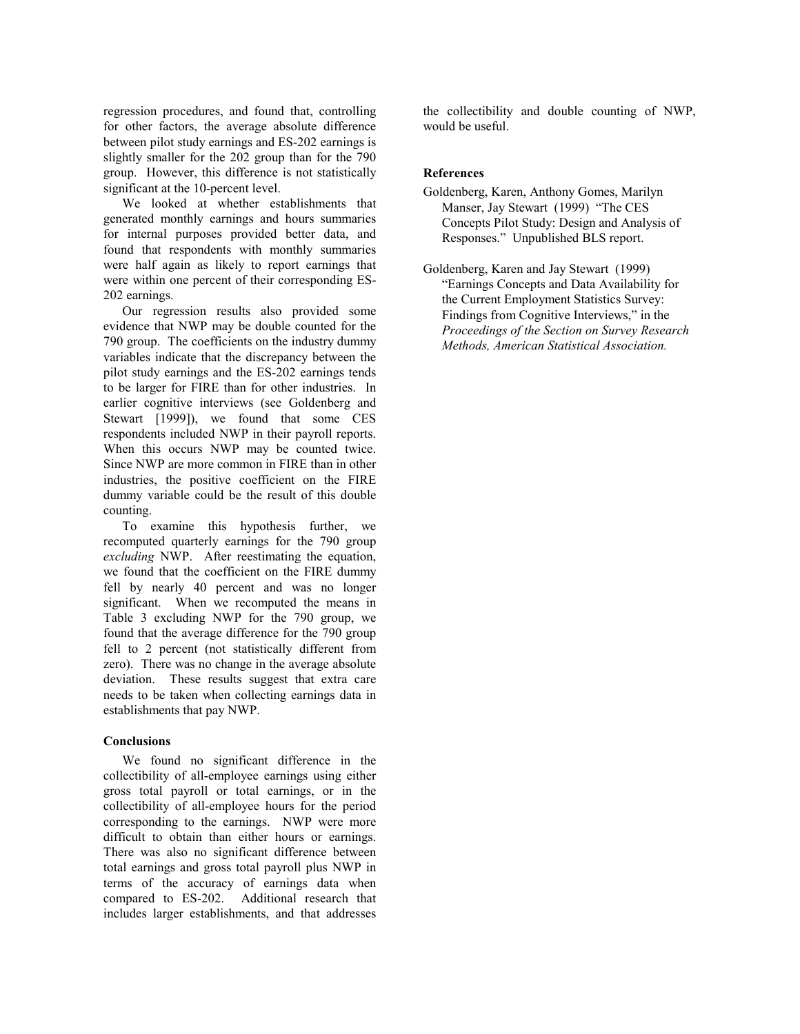regression procedures, and found that, controlling for other factors, the average absolute difference between pilot study earnings and ES-202 earnings is slightly smaller for the 202 group than for the 790 group. However, this difference is not statistically significant at the 10-percent level.

We looked at whether establishments that generated monthly earnings and hours summaries for internal purposes provided better data, and found that respondents with monthly summaries were half again as likely to report earnings that were within one percent of their corresponding ES-202 earnings.

Our regression results also provided some evidence that NWP may be double counted for the 790 group. The coefficients on the industry dummy variables indicate that the discrepancy between the pilot study earnings and the ES-202 earnings tends to be larger for FIRE than for other industries. In earlier cognitive interviews (see Goldenberg and Stewart [1999]), we found that some CES respondents included NWP in their payroll reports. When this occurs NWP may be counted twice. Since NWP are more common in FIRE than in other industries, the positive coefficient on the FIRE dummy variable could be the result of this double counting.

To examine this hypothesis further, we recomputed quarterly earnings for the 790 group *excluding* NWP. After reestimating the equation, we found that the coefficient on the FIRE dummy fell by nearly 40 percent and was no longer significant. When we recomputed the means in Table 3 excluding NWP for the 790 group, we found that the average difference for the 790 group fell to 2 percent (not statistically different from zero). There was no change in the average absolute deviation. These results suggest that extra care needs to be taken when collecting earnings data in establishments that pay NWP.

### Conclusions

We found no significant difference in the collectibility of all-employee earnings using either gross total payroll or total earnings, or in the collectibility of all-employee hours for the period corresponding to the earnings. NWP were more difficult to obtain than either hours or earnings. There was also no significant difference between total earnings and gross total payroll plus NWP in terms of the accuracy of earnings data when compared to ES-202. Additional research that includes larger establishments, and that addresses the collectibility and double counting of NWP, would be useful.

### References

Goldenberg, Karen, Anthony Gomes, Marilyn Manser, Jay Stewart (1999) "The CES Concepts Pilot Study: Design and Analysis of Responses." Unpublished BLS report.

Goldenberg, Karen and Jay Stewart (1999) "Earnings Concepts and Data Availability for the Current Employment Statistics Survey: Findings from Cognitive Interviews," in the *Proceedings of the Section on Survey Research Methods, American Statistical Association.*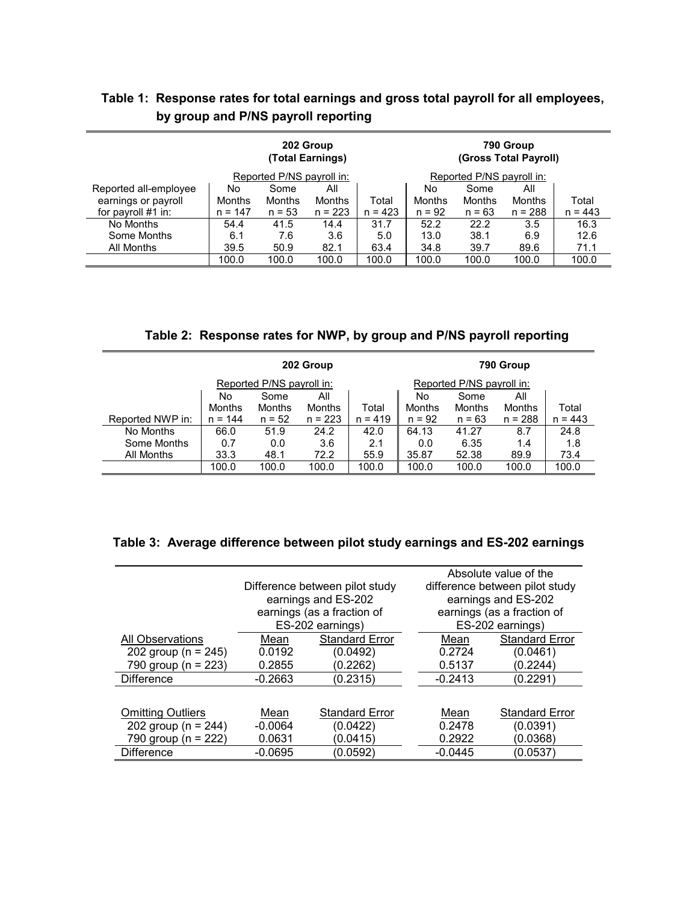### Table 1: Response rates for total earnings and gross total payroll for all employees, by group and P/NS payroll reporting

| | 202 Group (Total Earnings) | | | | 790 Group (Gross Total Payroll) | | | |
|---|---|---|---|---|---|---|---|---|
| | Reported P/NS payroll in: | | | | Reported P/NS payroll in: | | | |
| Reported all-employee earnings or payroll for payroll #1 in: | No Months n = 147 | Some Months n = 53 | All Months n = 223 | Total n = 423 | No Months n = 92 | Some Months n = 63 | All Months n = 288 | Total n = 443 |
| No Months | 54.4 | 41.5 | 14.4 | 31.7 | 52.2 | 22.2 | 3.5 | 16.3 |
| Some Months | 6.1 | 7.6 | 3.6 | 5.0 | 13.0 | 38.1 | 6.9 | 12.6 |
| All Months | 39.5 | 50.9 | 82.1 | 63.4 | 34.8 | 39.7 | 89.6 | 71.1 |
| | 100.0 | 100.0 | 100.0 | 100.0 | 100.0 | 100.0 | 100.0 | 100.0 |

### Table 2: Response rates for NWP, by group and P/NS payroll reporting

| | 202 Group | | | | 790 Group | | | |
|---|---|---|---|---|---|---|---|---|
| | Reported P/NS payroll in: | | | | Reported P/NS payroll in: | | | |
| Reported NWP in: | No Months n = 144 | Some Months n = 52 | All Months n = 223 | Total n = 419 | No Months n = 92 | Some Months n = 63 | All Months n = 288 | Total n = 443 |
| No Months | 66.0 | 51.9 | 24.2 | 42.0 | 64.13 | 41.27 | 8.7 | 24.8 |
| Some Months | 0.7 | 0.0 | 3.6 | 2.1 | 0.0 | 6.35 | 1.4 | 1.8 |
| All Months | 33.3 | 48.1 | 72.2 | 55.9 | 35.87 | 52.38 | 89.9 | 73.4 |
| | 100.0 | 100.0 | 100.0 | 100.0 | 100.0 | 100.0 | 100.0 | 100.0 |

### Table 3: Average difference between pilot study earnings and ES-202 earnings

| | Difference between pilot study earnings and ES-202 earnings (as a fraction of ES-202 earnings) | | Absolute value of the difference between pilot study earnings and ES-202 earnings (as a fraction of ES-202 earnings) | |
|---|---|---|---|---|
| All Observations | Mean | Standard Error | Mean | Standard Error |
| 202 group (n = 245) | 0.0192 | (0.0492) | 0.2724 | (0.0461) |
| 790 group (n = 223) | 0.2855 | (0.2262) | 0.5137 | (0.2244) |
| Difference | -0.2663 | (0.2315) | -0.2413 | (0.2291) |
| | | | | |
| Omitting Outliers | Mean | Standard Error | Mean | Standard Error |
| 202 group (n = 244) | -0.0064 | (0.0422) | 0.2478 | (0.0391) |
| 790 group (n = 222) | 0.0631 | (0.0415) | 0.2922 | (0.0368) |
| Difference | -0.0695 | (0.0592) | -0.0445 | (0.0537) |